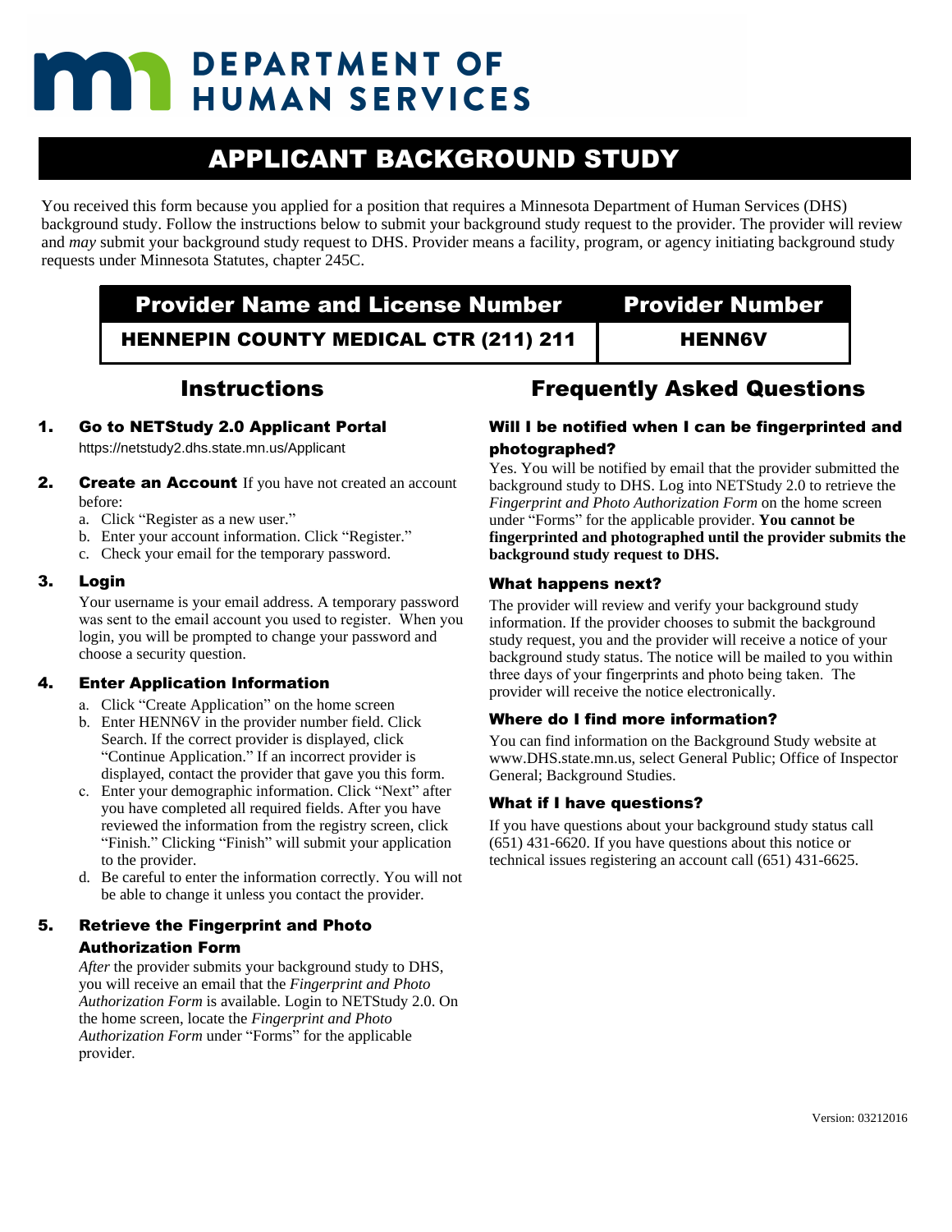# DEPARTMENT OF HUMAN SERVICES

## APPLICANT BACKGROUND STUDY

You received this form because you applied for a position that requires a Minnesota Department of Human Services (DHS) background study. Follow the instructions below to submit your background study request to the provider. The provider will review and *may* submit your background study request to DHS. Provider means a facility, program, or agency initiating background study requests under Minnesota Statutes, chapter 245C.

| Provider Name and License Number | Provider Number |
|---|---|
| HENNEPIN COUNTY MEDICAL CTR (211) 211 | HENN6V |

## Instructions

### 1. Go to NETStudy 2.0 Applicant Portal

https://netstudy2.dhs.state.mn.us/Applicant

### 2. Create an Account

If you have not created an account before:

a. Click "Register as a new user."
b. Enter your account information. Click "Register."
c. Check your email for the temporary password.

### 3. Login

Your username is your email address. A temporary password was sent to the email account you used to register. When you login, you will be prompted to change your password and choose a security question.

### 4. Enter Application Information

a. Click "Create Application" on the home screen
b. Enter HENN6V in the provider number field. Click Search. If the correct provider is displayed, click "Continue Application." If an incorrect provider is displayed, contact the provider that gave you this form.
c. Enter your demographic information. Click "Next" after you have completed all required fields. After you have reviewed the information from the registry screen, click "Finish." Clicking "Finish" will submit your application to the provider.
d. Be careful to enter the information correctly. You will not be able to change it unless you contact the provider.

### 5. Retrieve the Fingerprint and Photo Authorization Form

*After* the provider submits your background study to DHS, you will receive an email that the *Fingerprint and Photo Authorization Form* is available. Login to NETStudy 2.0. On the home screen, locate the *Fingerprint and Photo Authorization Form* under "Forms" for the applicable provider.

## Frequently Asked Questions

### Will I be notified when I can be fingerprinted and photographed?

Yes. You will be notified by email that the provider submitted the background study to DHS. Log into NETStudy 2.0 to retrieve the *Fingerprint and Photo Authorization Form* on the home screen under "Forms" for the applicable provider. **You cannot be fingerprinted and photographed until the provider submits the background study request to DHS.**

### What happens next?

The provider will review and verify your background study information. If the provider chooses to submit the background study request, you and the provider will receive a notice of your background study status. The notice will be mailed to you within three days of your fingerprints and photo being taken. The provider will receive the notice electronically.

### Where do I find more information?

You can find information on the Background Study website at www.DHS.state.mn.us, select General Public; Office of Inspector General; Background Studies.

### What if I have questions?

If you have questions about your background study status call (651) 431-6620. If you have questions about this notice or technical issues registering an account call (651) 431-6625.

Version: 03212016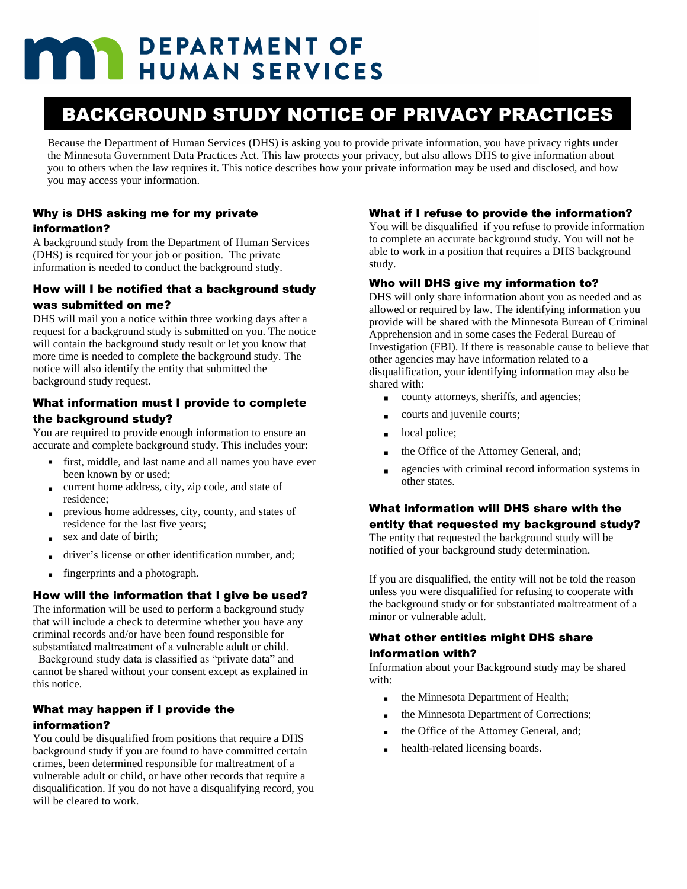# DEPARTMENT OF HUMAN SERVICES

# BACKGROUND STUDY NOTICE OF PRIVACY PRACTICES

Because the Department of Human Services (DHS) is asking you to provide private information, you have privacy rights under the Minnesota Government Data Practices Act. This law protects your privacy, but also allows DHS to give information about you to others when the law requires it. This notice describes how your private information may be used and disclosed, and how you may access your information.

### Why is DHS asking me for my private information?

A background study from the Department of Human Services (DHS) is required for your job or position. The private information is needed to conduct the background study.

### How will I be notified that a background study was submitted on me?

DHS will mail you a notice within three working days after a request for a background study is submitted on you. The notice will contain the background study result or let you know that more time is needed to complete the background study. The notice will also identify the entity that submitted the background study request.

### What information must I provide to complete the background study?

You are required to provide enough information to ensure an accurate and complete background study. This includes your:

- first, middle, and last name and all names you have ever been known by or used;
- current home address, city, zip code, and state of residence;
- previous home addresses, city, county, and states of residence for the last five years;
- sex and date of birth;
- driver's license or other identification number, and;
- fingerprints and a photograph.

### How will the information that I give be used?

The information will be used to perform a background study that will include a check to determine whether you have any criminal records and/or have been found responsible for substantiated maltreatment of a vulnerable adult or child. Background study data is classified as "private data" and cannot be shared without your consent except as explained in this notice.

### What may happen if I provide the information?

You could be disqualified from positions that require a DHS background study if you are found to have committed certain crimes, been determined responsible for maltreatment of a vulnerable adult or child, or have other records that require a disqualification. If you do not have a disqualifying record, you will be cleared to work.

### What if I refuse to provide the information?

You will be disqualified if you refuse to provide information to complete an accurate background study. You will not be able to work in a position that requires a DHS background study.

### Who will DHS give my information to?

DHS will only share information about you as needed and as allowed or required by law. The identifying information you provide will be shared with the Minnesota Bureau of Criminal Apprehension and in some cases the Federal Bureau of Investigation (FBI). If there is reasonable cause to believe that other agencies may have information related to a disqualification, your identifying information may also be shared with:

- county attorneys, sheriffs, and agencies;
- courts and juvenile courts;
- local police;
- the Office of the Attorney General, and;
- agencies with criminal record information systems in other states.

### What information will DHS share with the entity that requested my background study?

The entity that requested the background study will be notified of your background study determination.

If you are disqualified, the entity will not be told the reason unless you were disqualified for refusing to cooperate with the background study or for substantiated maltreatment of a minor or vulnerable adult.

### What other entities might DHS share information with?

Information about your Background study may be shared with:

- the Minnesota Department of Health;
- the Minnesota Department of Corrections;
- the Office of the Attorney General, and;
- health-related licensing boards.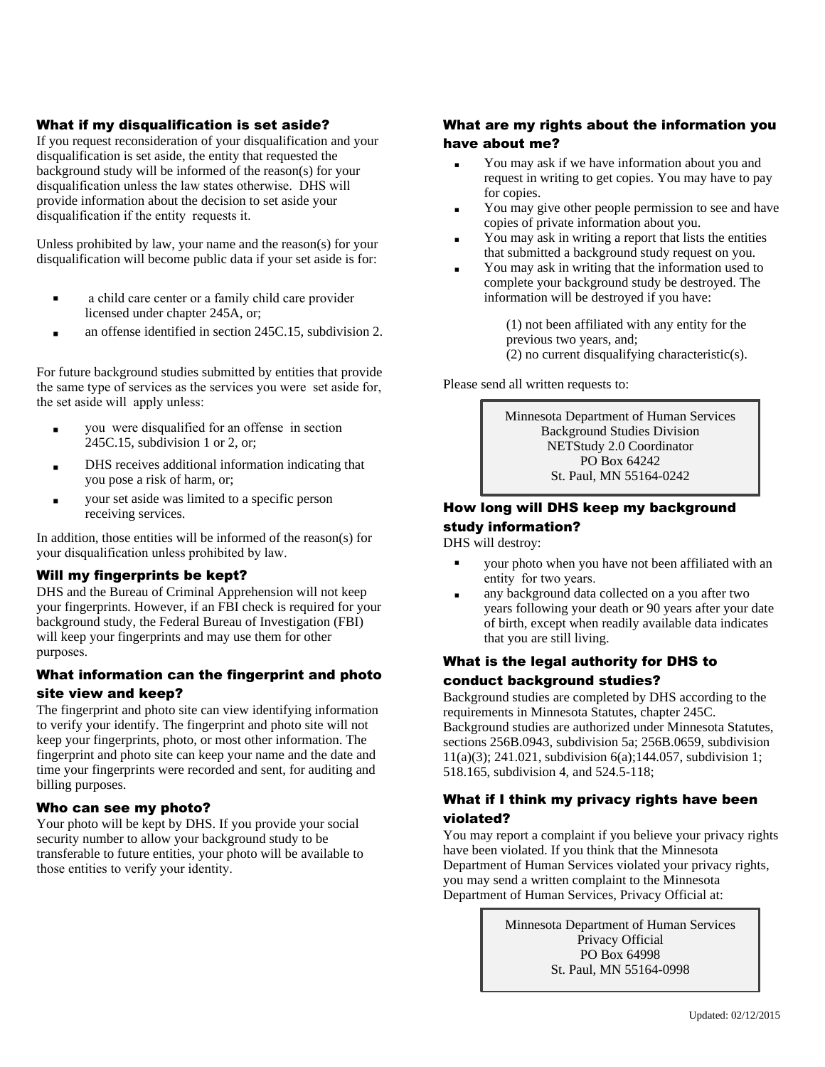### What if my disqualification is set aside?

If you request reconsideration of your disqualification and your disqualification is set aside, the entity that requested the background study will be informed of the reason(s) for your disqualification unless the law states otherwise. DHS will provide information about the decision to set aside your disqualification if the entity requests it.

Unless prohibited by law, your name and the reason(s) for your disqualification will become public data if your set aside is for:

- a child care center or a family child care provider licensed under chapter 245A, or;
- an offense identified in section 245C.15, subdivision 2.

For future background studies submitted by entities that provide the same type of services as the services you were set aside for, the set aside will apply unless:

- you were disqualified for an offense in section 245C.15, subdivision 1 or 2, or;
- DHS receives additional information indicating that you pose a risk of harm, or;
- your set aside was limited to a specific person receiving services.

In addition, those entities will be informed of the reason(s) for your disqualification unless prohibited by law.

### Will my fingerprints be kept?

DHS and the Bureau of Criminal Apprehension will not keep your fingerprints. However, if an FBI check is required for your background study, the Federal Bureau of Investigation (FBI) will keep your fingerprints and may use them for other purposes.

### What information can the fingerprint and photo site view and keep?

The fingerprint and photo site can view identifying information to verify your identify. The fingerprint and photo site will not keep your fingerprints, photo, or most other information. The fingerprint and photo site can keep your name and the date and time your fingerprints were recorded and sent, for auditing and billing purposes.

### Who can see my photo?

Your photo will be kept by DHS. If you provide your social security number to allow your background study to be transferable to future entities, your photo will be available to those entities to verify your identity.

### What are my rights about the information you have about me?

- You may ask if we have information about you and request in writing to get copies. You may have to pay for copies.
- You may give other people permission to see and have copies of private information about you.
- You may ask in writing a report that lists the entities that submitted a background study request on you.
- You may ask in writing that the information used to complete your background study be destroyed. The information will be destroyed if you have:

  (1) not been affiliated with any entity for the previous two years, and;
  (2) no current disqualifying characteristic(s).

Please send all written requests to:

> Minnesota Department of Human Services
> Background Studies Division
> NETStudy 2.0 Coordinator
> PO Box 64242
> St. Paul, MN 55164-0242

### How long will DHS keep my background study information?

DHS will destroy:

- your photo when you have not been affiliated with an entity for two years.
- any background data collected on a you after two years following your death or 90 years after your date of birth, except when readily available data indicates that you are still living.

### What is the legal authority for DHS to conduct background studies?

Background studies are completed by DHS according to the requirements in Minnesota Statutes, chapter 245C. Background studies are authorized under Minnesota Statutes, sections 256B.0943, subdivision 5a; 256B.0659, subdivision 11(a)(3); 241.021, subdivision 6(a);144.057, subdivision 1; 518.165, subdivision 4, and 524.5-118;

### What if I think my privacy rights have been violated?

You may report a complaint if you believe your privacy rights have been violated. If you think that the Minnesota Department of Human Services violated your privacy rights, you may send a written complaint to the Minnesota Department of Human Services, Privacy Official at:

> Minnesota Department of Human Services
> Privacy Official
> PO Box 64998
> St. Paul, MN 55164-0998

Updated: 02/12/2015